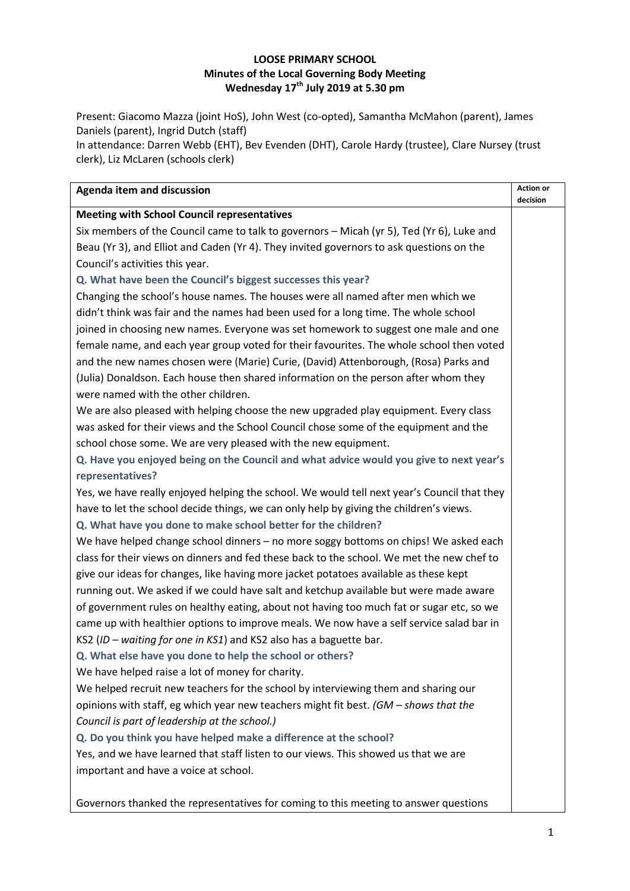**LOOSE PRIMARY SCHOOL**
**Minutes of the Local Governing Body Meeting**
**Wednesday 17th July 2019 at 5.30 pm**

Present: Giacomo Mazza (joint HoS), John West (co-opted), Samantha McMahon (parent), James Daniels (parent), Ingrid Dutch (staff)
In attendance: Darren Webb (EHT), Bev Evenden (DHT), Carole Hardy (trustee), Clare Nursey (trust clerk), Liz McLaren (schools clerk)

| Agenda item and discussion | Action or decision |
|---|---|
| **Meeting with School Council representatives**<br>Six members of the Council came to talk to governors – Micah (yr 5), Ted (Yr 6), Luke and Beau (Yr 3), and Elliot and Caden (Yr 4). They invited governors to ask questions on the Council's activities this year.<br>**Q. What have been the Council's biggest successes this year?**<br>Changing the school's house names. The houses were all named after men which we didn't think was fair and the names had been used for a long time. The whole school joined in choosing new names. Everyone was set homework to suggest one male and one female name, and each year group voted for their favourites. The whole school then voted and the new names chosen were (Marie) Curie, (David) Attenborough, (Rosa) Parks and (Julia) Donaldson. Each house then shared information on the person after whom they were named with the other children.<br>We are also pleased with helping choose the new upgraded play equipment. Every class was asked for their views and the School Council chose some of the equipment and the school chose some. We are very pleased with the new equipment.<br>**Q. Have you enjoyed being on the Council and what advice would you give to next year's representatives?**<br>Yes, we have really enjoyed helping the school. We would tell next year's Council that they have to let the school decide things, we can only help by giving the children's views.<br>**Q. What have you done to make school better for the children?**<br>We have helped change school dinners – no more soggy bottoms on chips! We asked each class for their views on dinners and fed these back to the school. We met the new chef to give our ideas for changes, like having more jacket potatoes available as these kept running out. We asked if we could have salt and ketchup available but were made aware of government rules on healthy eating, about not having too much fat or sugar etc, so we came up with healthier options to improve meals. We now have a self service salad bar in KS2 (*ID – waiting for one in KS1*) and KS2 also has a baguette bar.<br>**Q. What else have you done to help the school or others?**<br>We have helped raise a lot of money for charity.<br>We helped recruit new teachers for the school by interviewing them and sharing our opinions with staff, eg which year new teachers might fit best. *(GM – shows that the Council is part of leadership at the school.)*<br>**Q. Do you think you have helped make a difference at the school?**<br>Yes, and we have learned that staff listen to our views. This showed us that we are important and have a voice at school.<br><br>Governors thanked the representatives for coming to this meeting to answer questions | |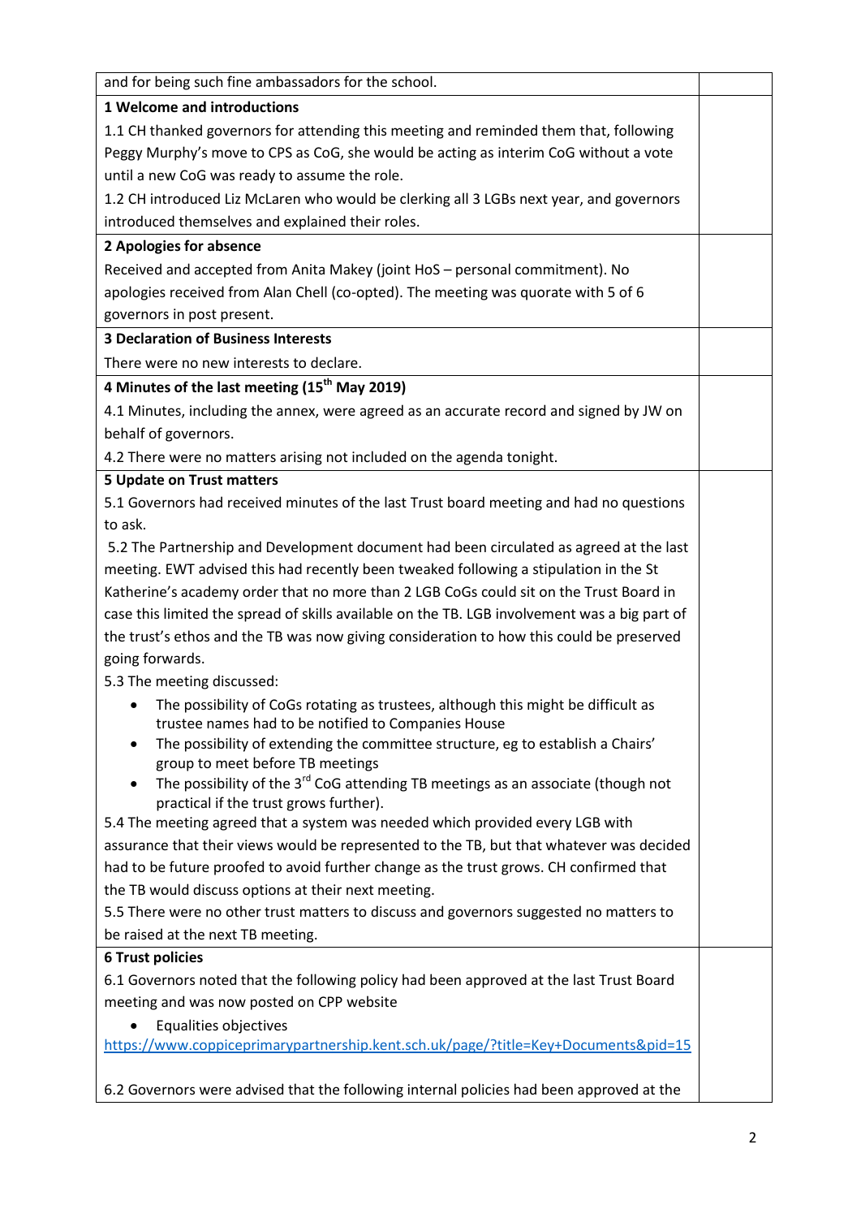and for being such fine ambassadors for the school.

**1 Welcome and introductions**

1.1 CH thanked governors for attending this meeting and reminded them that, following Peggy Murphy's move to CPS as CoG, she would be acting as interim CoG without a vote until a new CoG was ready to assume the role.

1.2 CH introduced Liz McLaren who would be clerking all 3 LGBs next year, and governors introduced themselves and explained their roles.

**2 Apologies for absence**

Received and accepted from Anita Makey (joint HoS – personal commitment). No apologies received from Alan Chell (co-opted). The meeting was quorate with 5 of 6 governors in post present.

**3 Declaration of Business Interests**

There were no new interests to declare.

**4 Minutes of the last meeting (15th May 2019)**

4.1 Minutes, including the annex, were agreed as an accurate record and signed by JW on behalf of governors.

4.2 There were no matters arising not included on the agenda tonight.

**5 Update on Trust matters**

5.1 Governors had received minutes of the last Trust board meeting and had no questions to ask.

5.2 The Partnership and Development document had been circulated as agreed at the last meeting. EWT advised this had recently been tweaked following a stipulation in the St Katherine's academy order that no more than 2 LGB CoGs could sit on the Trust Board in case this limited the spread of skills available on the TB. LGB involvement was a big part of the trust's ethos and the TB was now giving consideration to how this could be preserved going forwards.

5.3 The meeting discussed:

- The possibility of CoGs rotating as trustees, although this might be difficult as trustee names had to be notified to Companies House
- The possibility of extending the committee structure, eg to establish a Chairs' group to meet before TB meetings
- The possibility of the 3rd CoG attending TB meetings as an associate (though not practical if the trust grows further).

5.4 The meeting agreed that a system was needed which provided every LGB with assurance that their views would be represented to the TB, but that whatever was decided had to be future proofed to avoid further change as the trust grows. CH confirmed that the TB would discuss options at their next meeting.

5.5 There were no other trust matters to discuss and governors suggested no matters to be raised at the next TB meeting.

**6 Trust policies**

6.1 Governors noted that the following policy had been approved at the last Trust Board meeting and was now posted on CPP website

- Equalities objectives

https://www.coppiceprimarypartnership.kent.sch.uk/page/?title=Key+Documents&pid=15

6.2 Governors were advised that the following internal policies had been approved at the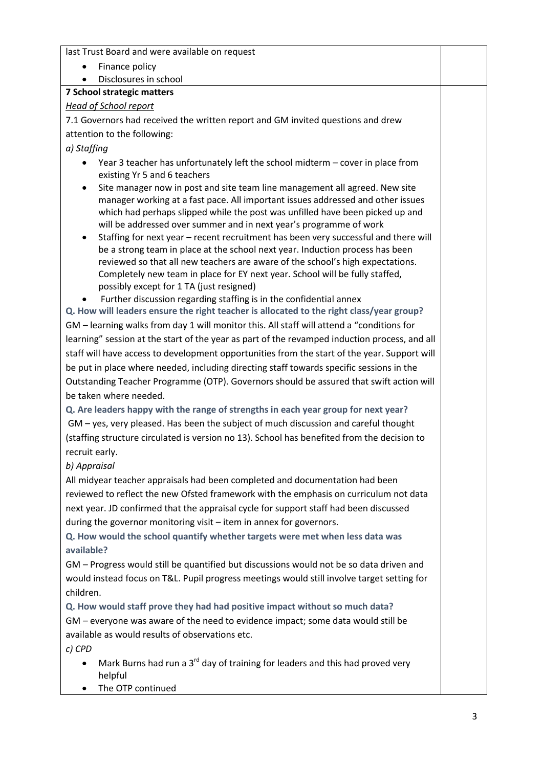last Trust Board and were available on request

- Finance policy
- Disclosures in school

**7 School strategic matters**

*Head of School report*

7.1 Governors had received the written report and GM invited questions and drew attention to the following:

*a) Staffing*

- Year 3 teacher has unfortunately left the school midterm – cover in place from existing Yr 5 and 6 teachers
- Site manager now in post and site team line management all agreed. New site manager working at a fast pace. All important issues addressed and other issues which had perhaps slipped while the post was unfilled have been picked up and will be addressed over summer and in next year's programme of work
- Staffing for next year – recent recruitment has been very successful and there will be a strong team in place at the school next year. Induction process has been reviewed so that all new teachers are aware of the school's high expectations. Completely new team in place for EY next year. School will be fully staffed, possibly except for 1 TA (just resigned)
- Further discussion regarding staffing is in the confidential annex

**Q. How will leaders ensure the right teacher is allocated to the right class/year group?**

GM – learning walks from day 1 will monitor this. All staff will attend a "conditions for learning" session at the start of the year as part of the revamped induction process, and all staff will have access to development opportunities from the start of the year. Support will be put in place where needed, including directing staff towards specific sessions in the Outstanding Teacher Programme (OTP). Governors should be assured that swift action will be taken where needed.

**Q. Are leaders happy with the range of strengths in each year group for next year?**

GM – yes, very pleased. Has been the subject of much discussion and careful thought (staffing structure circulated is version no 13). School has benefited from the decision to recruit early.

*b) Appraisal*

All midyear teacher appraisals had been completed and documentation had been reviewed to reflect the new Ofsted framework with the emphasis on curriculum not data next year. JD confirmed that the appraisal cycle for support staff had been discussed during the governor monitoring visit – item in annex for governors.

**Q. How would the school quantify whether targets were met when less data was available?**

GM – Progress would still be quantified but discussions would not be so data driven and would instead focus on T&L. Pupil progress meetings would still involve target setting for children.

**Q. How would staff prove they had had positive impact without so much data?**

GM – everyone was aware of the need to evidence impact; some data would still be available as would results of observations etc.

*c) CPD*

- Mark Burns had run a 3rd day of training for leaders and this had proved very helpful
- The OTP continued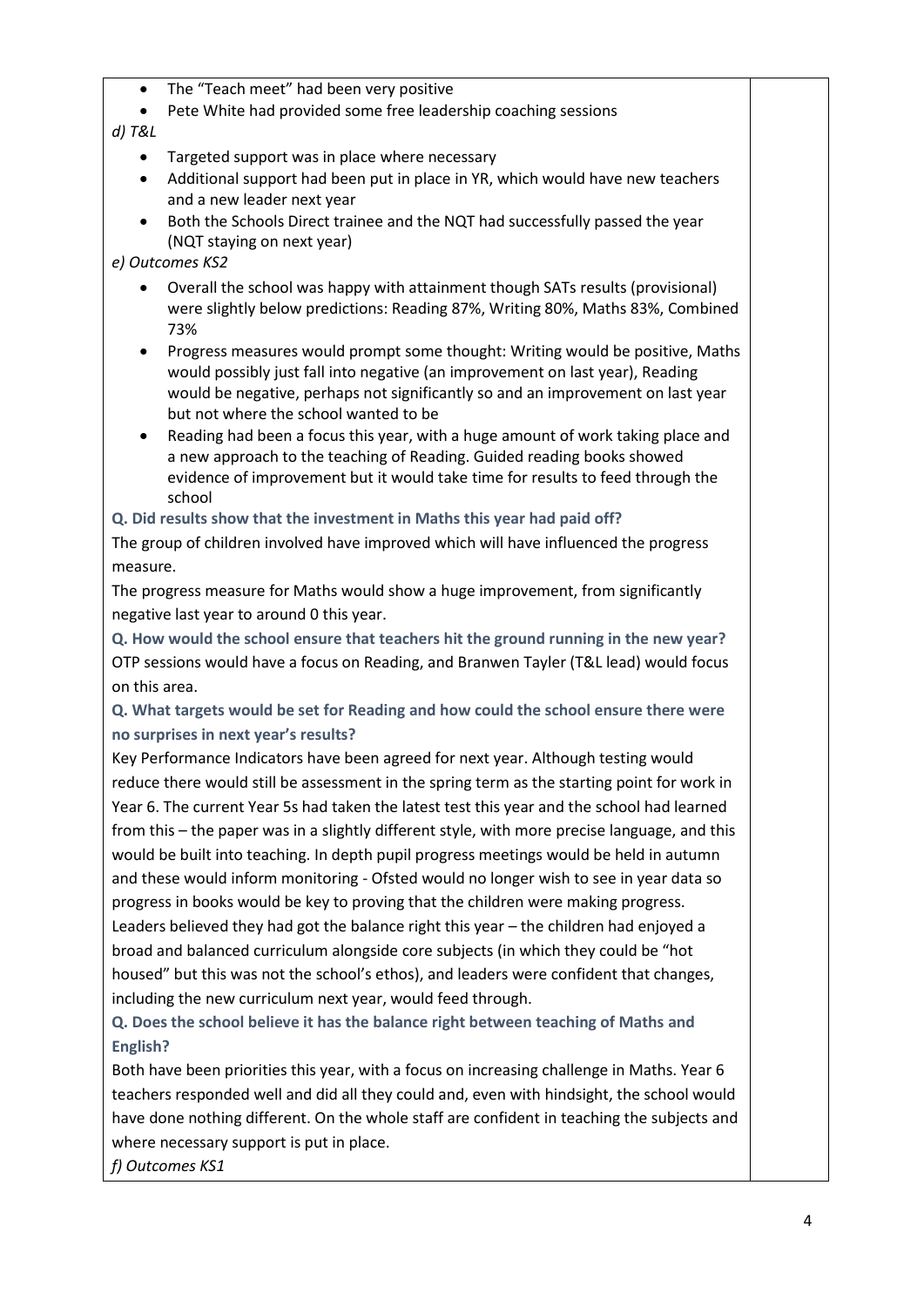- The "Teach meet" had been very positive
- Pete White had provided some free leadership coaching sessions

*d) T&L*

- Targeted support was in place where necessary
- Additional support had been put in place in YR, which would have new teachers and a new leader next year
- Both the Schools Direct trainee and the NQT had successfully passed the year (NQT staying on next year)

*e) Outcomes KS2*

- Overall the school was happy with attainment though SATs results (provisional) were slightly below predictions: Reading 87%, Writing 80%, Maths 83%, Combined 73%
- Progress measures would prompt some thought: Writing would be positive, Maths would possibly just fall into negative (an improvement on last year), Reading would be negative, perhaps not significantly so and an improvement on last year but not where the school wanted to be
- Reading had been a focus this year, with a huge amount of work taking place and a new approach to the teaching of Reading. Guided reading books showed evidence of improvement but it would take time for results to feed through the school

**Q. Did results show that the investment in Maths this year had paid off?**

The group of children involved have improved which will have influenced the progress measure.

The progress measure for Maths would show a huge improvement, from significantly negative last year to around 0 this year.

**Q. How would the school ensure that teachers hit the ground running in the new year?**

OTP sessions would have a focus on Reading, and Branwen Tayler (T&L lead) would focus on this area.

**Q. What targets would be set for Reading and how could the school ensure there were no surprises in next year's results?**

Key Performance Indicators have been agreed for next year. Although testing would reduce there would still be assessment in the spring term as the starting point for work in Year 6. The current Year 5s had taken the latest test this year and the school had learned from this – the paper was in a slightly different style, with more precise language, and this would be built into teaching. In depth pupil progress meetings would be held in autumn and these would inform monitoring - Ofsted would no longer wish to see in year data so progress in books would be key to proving that the children were making progress. Leaders believed they had got the balance right this year – the children had enjoyed a broad and balanced curriculum alongside core subjects (in which they could be "hot housed" but this was not the school's ethos), and leaders were confident that changes, including the new curriculum next year, would feed through.

**Q. Does the school believe it has the balance right between teaching of Maths and English?**

Both have been priorities this year, with a focus on increasing challenge in Maths. Year 6 teachers responded well and did all they could and, even with hindsight, the school would have done nothing different. On the whole staff are confident in teaching the subjects and where necessary support is put in place.

*f) Outcomes KS1*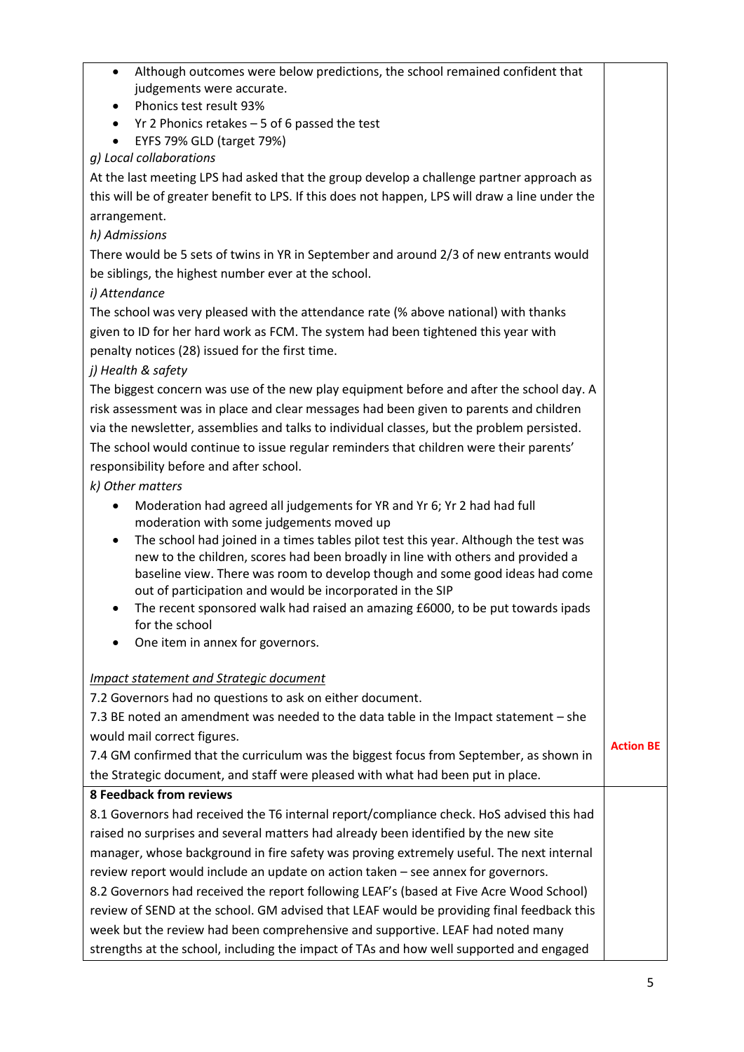| | |
|---|---|
| • Although outcomes were below predictions, the school remained confident that judgements were accurate.<br>• Phonics test result 93%<br>• Yr 2 Phonics retakes – 5 of 6 passed the test<br>• EYFS 79% GLD (target 79%)<br>*g) Local collaborations*<br>At the last meeting LPS had asked that the group develop a challenge partner approach as this will be of greater benefit to LPS. If this does not happen, LPS will draw a line under the arrangement.<br>*h) Admissions*<br>There would be 5 sets of twins in YR in September and around 2/3 of new entrants would be siblings, the highest number ever at the school.<br>*i) Attendance*<br>The school was very pleased with the attendance rate (% above national) with thanks given to ID for her hard work as FCM. The system had been tightened this year with penalty notices (28) issued for the first time.<br>*j) Health & safety*<br>The biggest concern was use of the new play equipment before and after the school day. A risk assessment was in place and clear messages had been given to parents and children via the newsletter, assemblies and talks to individual classes, but the problem persisted. The school would continue to issue regular reminders that children were their parents' responsibility before and after school.<br>*k) Other matters*<br>• Moderation had agreed all judgements for YR and Yr 6; Yr 2 had had full moderation with some judgements moved up<br>• The school had joined in a times tables pilot test this year. Although the test was new to the children, scores had been broadly in line with others and provided a baseline view. There was room to develop though and some good ideas had come out of participation and would be incorporated in the SIP<br>• The recent sponsored walk had raised an amazing £6000, to be put towards ipads for the school<br>• One item in annex for governors.<br><br><u>*Impact statement and Strategic document*</u><br>7.2 Governors had no questions to ask on either document.<br>7.3 BE noted an amendment was needed to the data table in the Impact statement – she would mail correct figures.<br>7.4 GM confirmed that the curriculum was the biggest focus from September, as shown in the Strategic document, and staff were pleased with what had been put in place. | <br><br><br><br><br><br><br><br><br><br><br><br><br><br><br><br><br><br><br><br><br><br><br><br><br><br><br><br><br><br><br>**Action BE** |
| **8 Feedback from reviews**<br>8.1 Governors had received the T6 internal report/compliance check. HoS advised this had raised no surprises and several matters had already been identified by the new site manager, whose background in fire safety was proving extremely useful. The next internal review report would include an update on action taken – see annex for governors.<br>8.2 Governors had received the report following LEAF's (based at Five Acre Wood School) review of SEND at the school. GM advised that LEAF would be providing final feedback this week but the review had been comprehensive and supportive. LEAF had noted many strengths at the school, including the impact of TAs and how well supported and engaged | |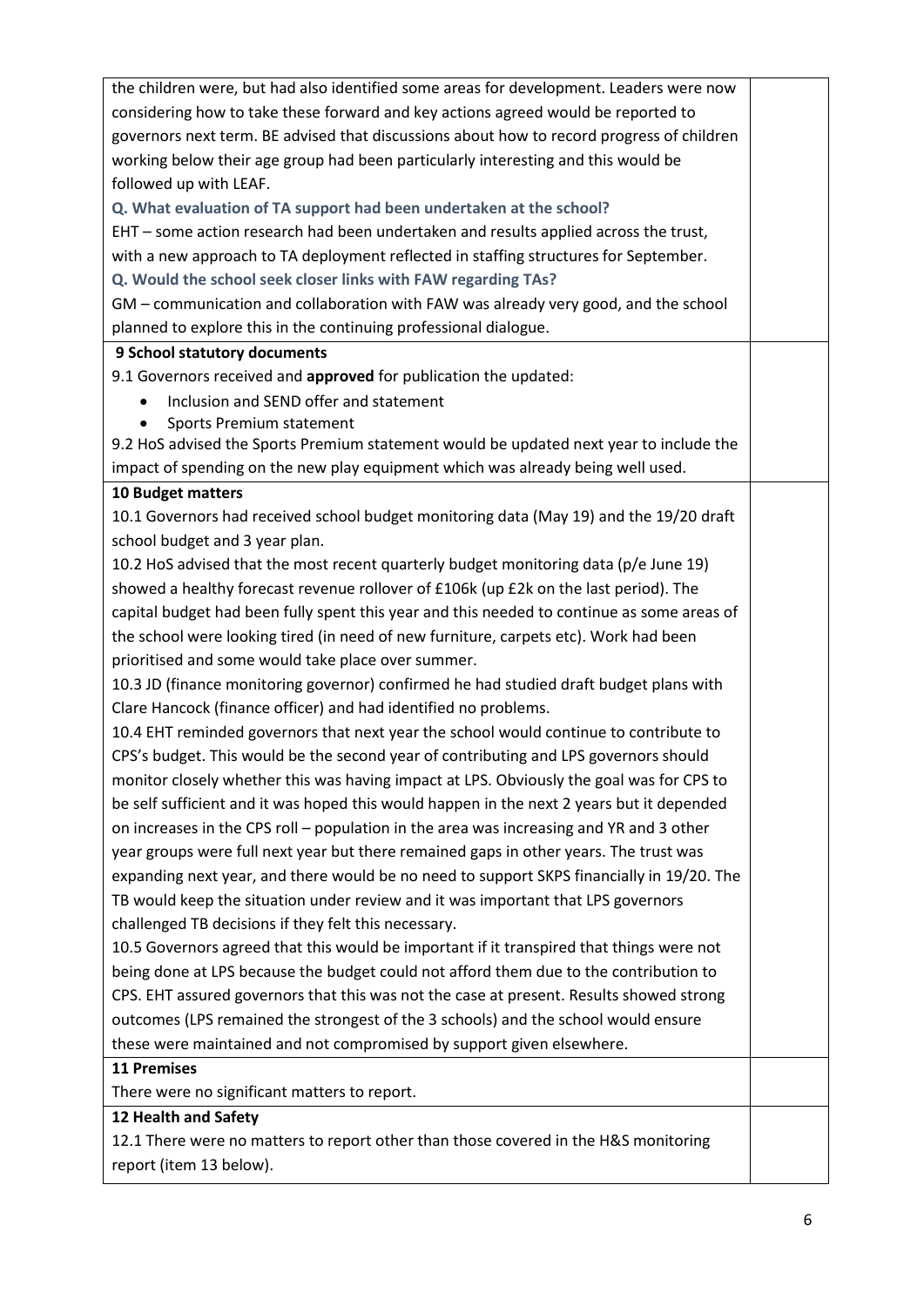the children were, but had also identified some areas for development. Leaders were now considering how to take these forward and key actions agreed would be reported to governors next term. BE advised that discussions about how to record progress of children working below their age group had been particularly interesting and this would be followed up with LEAF.

**Q. What evaluation of TA support had been undertaken at the school?**

EHT – some action research had been undertaken and results applied across the trust, with a new approach to TA deployment reflected in staffing structures for September.

**Q. Would the school seek closer links with FAW regarding TAs?**

GM – communication and collaboration with FAW was already very good, and the school planned to explore this in the continuing professional dialogue.

**9 School statutory documents**

9.1 Governors received and **approved** for publication the updated:

- Inclusion and SEND offer and statement
- Sports Premium statement

9.2 HoS advised the Sports Premium statement would be updated next year to include the impact of spending on the new play equipment which was already being well used.

**10 Budget matters**

10.1 Governors had received school budget monitoring data (May 19) and the 19/20 draft school budget and 3 year plan.

10.2 HoS advised that the most recent quarterly budget monitoring data (p/e June 19) showed a healthy forecast revenue rollover of £106k (up £2k on the last period). The capital budget had been fully spent this year and this needed to continue as some areas of the school were looking tired (in need of new furniture, carpets etc). Work had been prioritised and some would take place over summer.

10.3 JD (finance monitoring governor) confirmed he had studied draft budget plans with Clare Hancock (finance officer) and had identified no problems.

10.4 EHT reminded governors that next year the school would continue to contribute to CPS's budget. This would be the second year of contributing and LPS governors should monitor closely whether this was having impact at LPS. Obviously the goal was for CPS to be self sufficient and it was hoped this would happen in the next 2 years but it depended on increases in the CPS roll – population in the area was increasing and YR and 3 other year groups were full next year but there remained gaps in other years. The trust was expanding next year, and there would be no need to support SKPS financially in 19/20. The TB would keep the situation under review and it was important that LPS governors challenged TB decisions if they felt this necessary.

10.5 Governors agreed that this would be important if it transpired that things were not being done at LPS because the budget could not afford them due to the contribution to CPS. EHT assured governors that this was not the case at present. Results showed strong outcomes (LPS remained the strongest of the 3 schools) and the school would ensure these were maintained and not compromised by support given elsewhere.

**11 Premises**

There were no significant matters to report.

**12 Health and Safety**

12.1 There were no matters to report other than those covered in the H&S monitoring report (item 13 below).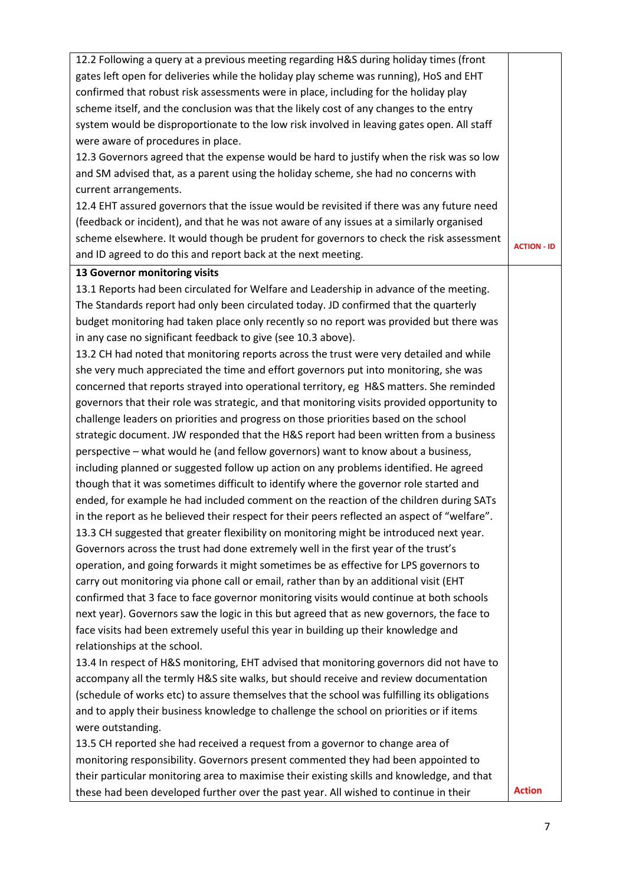| | |
|---|---|
| 12.2 Following a query at a previous meeting regarding H&S during holiday times (front gates left open for deliveries while the holiday play scheme was running), HoS and EHT confirmed that robust risk assessments were in place, including for the holiday play scheme itself, and the conclusion was that the likely cost of any changes to the entry system would be disproportionate to the low risk involved in leaving gates open. All staff were aware of procedures in place.<br>12.3 Governors agreed that the expense would be hard to justify when the risk was so low and SM advised that, as a parent using the holiday scheme, she had no concerns with current arrangements.<br>12.4 EHT assured governors that the issue would be revisited if there was any future need (feedback or incident), and that he was not aware of any issues at a similarly organised scheme elsewhere. It would though be prudent for governors to check the risk assessment and ID agreed to do this and report back at the next meeting. | **ACTION - ID** |
| **13 Governor monitoring visits**<br>13.1 Reports had been circulated for Welfare and Leadership in advance of the meeting. The Standards report had only been circulated today. JD confirmed that the quarterly budget monitoring had taken place only recently so no report was provided but there was in any case no significant feedback to give (see 10.3 above).<br>13.2 CH had noted that monitoring reports across the trust were very detailed and while she very much appreciated the time and effort governors put into monitoring, she was concerned that reports strayed into operational territory, eg H&S matters. She reminded governors that their role was strategic, and that monitoring visits provided opportunity to challenge leaders on priorities and progress on those priorities based on the school strategic document. JW responded that the H&S report had been written from a business perspective – what would he (and fellow governors) want to know about a business, including planned or suggested follow up action on any problems identified. He agreed though that it was sometimes difficult to identify where the governor role started and ended, for example he had included comment on the reaction of the children during SATs in the report as he believed their respect for their peers reflected an aspect of "welfare".<br>13.3 CH suggested that greater flexibility on monitoring might be introduced next year. Governors across the trust had done extremely well in the first year of the trust's operation, and going forwards it might sometimes be as effective for LPS governors to carry out monitoring via phone call or email, rather than by an additional visit (EHT confirmed that 3 face to face governor monitoring visits would continue at both schools next year). Governors saw the logic in this but agreed that as new governors, the face to face visits had been extremely useful this year in building up their knowledge and relationships at the school.<br>13.4 In respect of H&S monitoring, EHT advised that monitoring governors did not have to accompany all the termly H&S site walks, but should receive and review documentation (schedule of works etc) to assure themselves that the school was fulfilling its obligations and to apply their business knowledge to challenge the school on priorities or if items were outstanding.<br>13.5 CH reported she had received a request from a governor to change area of monitoring responsibility. Governors present commented they had been appointed to their particular monitoring area to maximise their existing skills and knowledge, and that these had been developed further over the past year. All wished to continue in their | **Action** |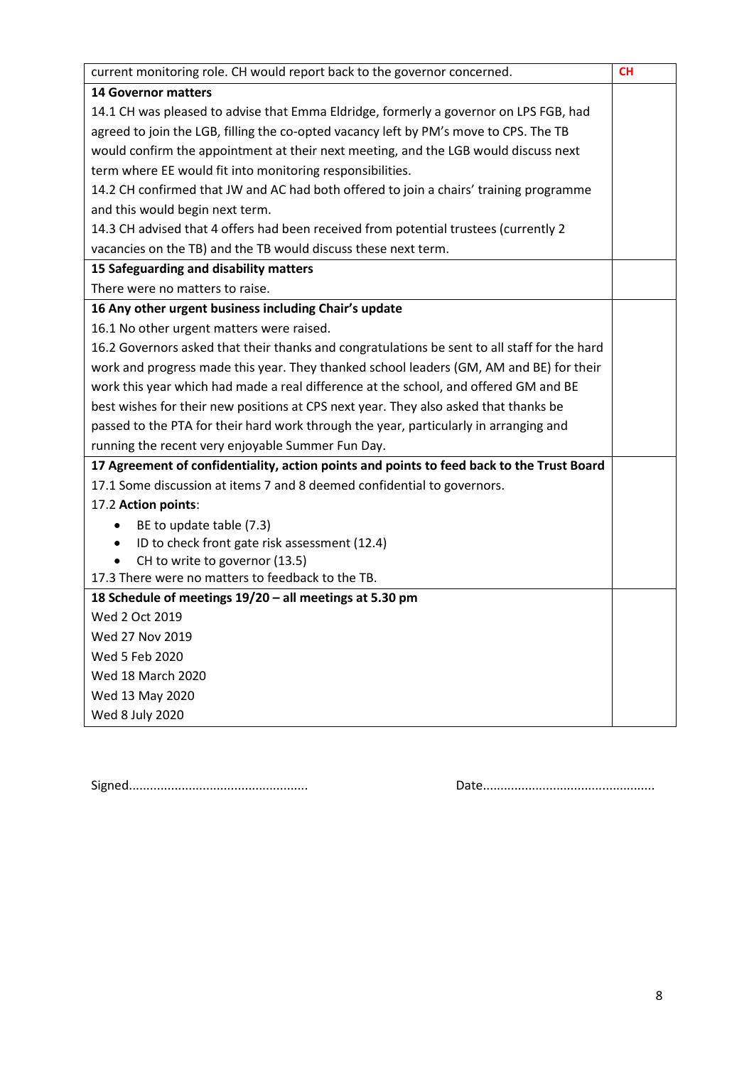| | |
|---|---|
| current monitoring role. CH would report back to the governor concerned. | CH |
| **14 Governor matters** | |
| 14.1 CH was pleased to advise that Emma Eldridge, formerly a governor on LPS FGB, had agreed to join the LGB, filling the co-opted vacancy left by PM's move to CPS. The TB would confirm the appointment at their next meeting, and the LGB would discuss next term where EE would fit into monitoring responsibilities. | |
| 14.2 CH confirmed that JW and AC had both offered to join a chairs' training programme and this would begin next term. | |
| 14.3 CH advised that 4 offers had been received from potential trustees (currently 2 vacancies on the TB) and the TB would discuss these next term. | |
| **15 Safeguarding and disability matters** | |
| There were no matters to raise. | |
| **16 Any other urgent business including Chair's update** | |
| 16.1 No other urgent matters were raised. | |
| 16.2 Governors asked that their thanks and congratulations be sent to all staff for the hard work and progress made this year. They thanked school leaders (GM, AM and BE) for their work this year which had made a real difference at the school, and offered GM and BE best wishes for their new positions at CPS next year. They also asked that thanks be passed to the PTA for their hard work through the year, particularly in arranging and running the recent very enjoyable Summer Fun Day. | |
| **17 Agreement of confidentiality, action points and points to feed back to the Trust Board** | |
| 17.1 Some discussion at items 7 and 8 deemed confidential to governors. | |
| 17.2 **Action points**:<br>• BE to update table (7.3)<br>• ID to check front gate risk assessment (12.4)<br>• CH to write to governor (13.5) | |
| 17.3 There were no matters to feedback to the TB. | |
| **18 Schedule of meetings 19/20 – all meetings at 5.30 pm** | |
| Wed 2 Oct 2019 | |
| Wed 27 Nov 2019 | |
| Wed 5 Feb 2020 | |
| Wed 18 March 2020 | |
| Wed 13 May 2020 | |
| Wed 8 July 2020 | |

Signed..................................................          Date................................................